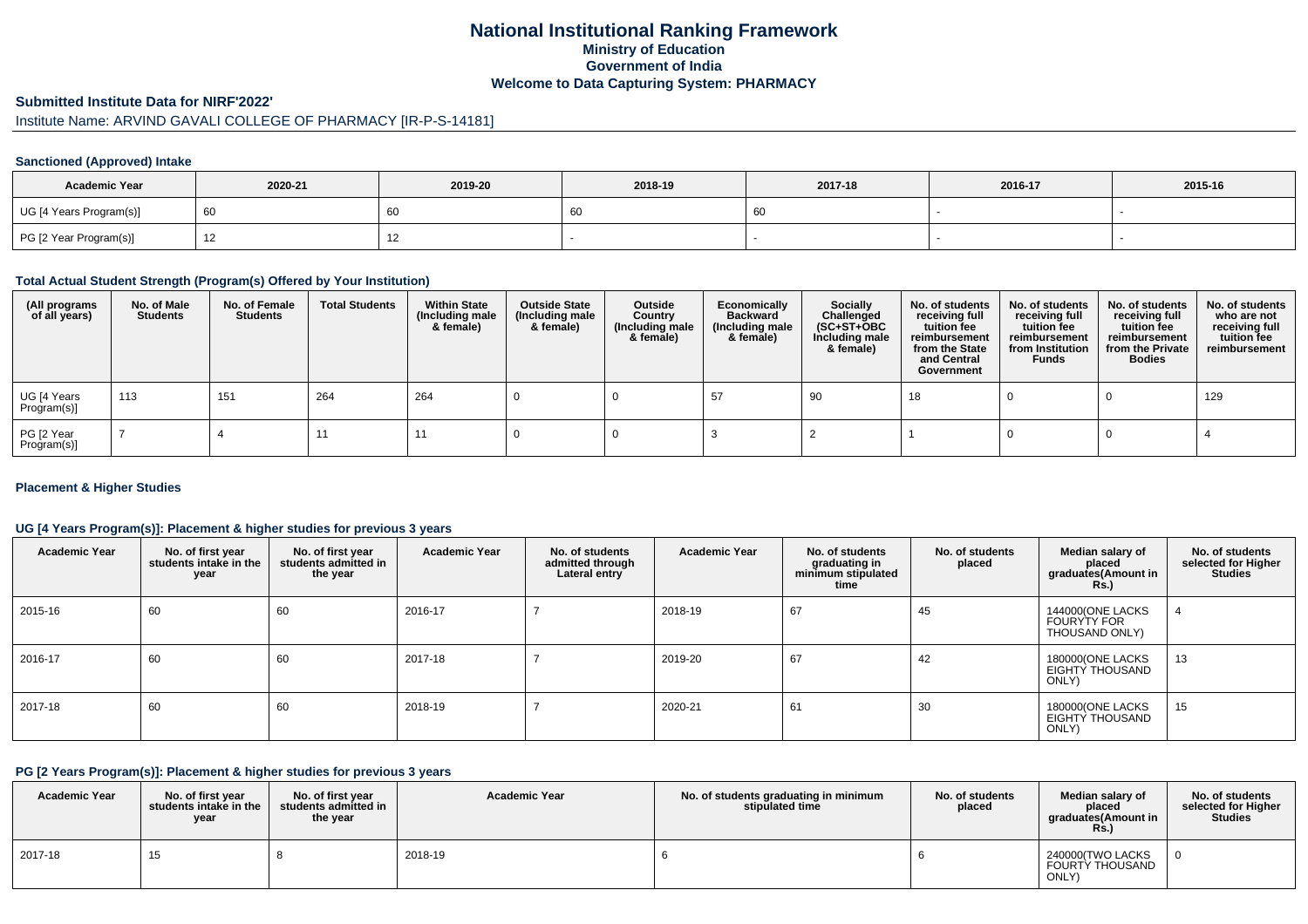# National Institutional Ranking Framework
## Ministry of Education
## Government of India
## Welcome to Data Capturing System: PHARMACY

### Submitted Institute Data for NIRF'2022'

Institute Name: ARVIND GAVALI COLLEGE OF PHARMACY [IR-P-S-14181]

#### Sanctioned (Approved) Intake

| Academic Year | 2020-21 | 2019-20 | 2018-19 | 2017-18 | 2016-17 | 2015-16 |
|---|---|---|---|---|---|---|
| UG [4 Years Program(s)] | 60 | 60 | 60 | 60 | - | - |
| PG [2 Year Program(s)] | 12 | 12 | - | - | - | - |

#### Total Actual Student Strength (Program(s) Offered by Your Institution)

| (All programs of all years) | No. of Male Students | No. of Female Students | Total Students | Within State (Including male & female) | Outside State (Including male & female) | Outside Country (Including male & female) | Economically Backward (Including male & female) | Socially Challenged (SC+ST+OBC Including male & female) | No. of students receiving full tuition fee reimbursement from the State and Central Government | No. of students receiving full tuition fee reimbursement from Institution Funds | No. of students receiving full tuition fee reimbursement from the Private Bodies | No. of students who are not receiving full tuition fee reimbursement |
|---|---|---|---|---|---|---|---|---|---|---|---|---|
| UG [4 Years Program(s)] | 113 | 151 | 264 | 264 | 0 | 0 | 57 | 90 | 18 | 0 | 0 | 129 |
| PG [2 Year Program(s)] | 7 | 4 | 11 | 11 | 0 | 0 | 3 | 2 | 1 | 0 | 0 | 4 |

#### Placement & Higher Studies

#### UG [4 Years Program(s)]: Placement & higher studies for previous 3 years

| Academic Year | No. of first year students intake in the year | No. of first year students admitted in the year | Academic Year | No. of students admitted through Lateral entry | Academic Year | No. of students graduating in minimum stipulated time | No. of students placed | Median salary of placed graduates(Amount in Rs.) | No. of students selected for Higher Studies |
|---|---|---|---|---|---|---|---|---|---|
| 2015-16 | 60 | 60 | 2016-17 | 7 | 2018-19 | 67 | 45 | 144000(ONE LACKS FOURYTY FOR THOUSAND ONLY) | 4 |
| 2016-17 | 60 | 60 | 2017-18 | 7 | 2019-20 | 67 | 42 | 180000(ONE LACKS EIGHTY THOUSAND ONLY) | 13 |
| 2017-18 | 60 | 60 | 2018-19 | 7 | 2020-21 | 61 | 30 | 180000(ONE LACKS EIGHTY THOUSAND ONLY) | 15 |

#### PG [2 Years Program(s)]: Placement & higher studies for previous 3 years

| Academic Year | No. of first year students intake in the year | No. of first year students admitted in the year | Academic Year | No. of students graduating in minimum stipulated time | No. of students placed | Median salary of placed graduates(Amount in Rs.) | No. of students selected for Higher Studies |
|---|---|---|---|---|---|---|---|
| 2017-18 | 15 | 8 | 2018-19 | 6 | 6 | 240000(TWO LACKS FOURTY THOUSAND ONLY) | 0 |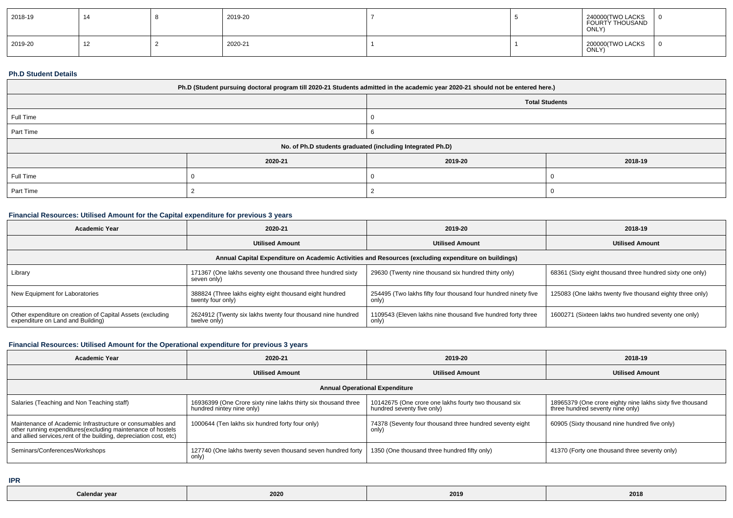| 2018-19 | 14 | 8 | 2019-20 | 7 | 5 | 240000(TWO LACKS FOURTY THOUSAND ONLY) | 0 |
|---|---|---|---|---|---|---|---|
| 2019-20 | 12 | 2 | 2020-21 | 1 | 1 | 200000(TWO LACKS ONLY) | 0 |

### Ph.D Student Details

| Ph.D (Student pursuing doctoral program till 2020-21 Students admitted in the academic year 2020-21 should not be entered here.) | | | |
|---|---|---|---|
| | Total Students | | |
| Full Time | 0 | | |
| Part Time | 6 | | |
| No. of Ph.D students graduated (including Integrated Ph.D) | | | |
| | 2020-21 | 2019-20 | 2018-19 |
| Full Time | 0 | 0 | 0 |
| Part Time | 2 | 2 | 0 |

### Financial Resources: Utilised Amount for the Capital expenditure for previous 3 years

| Academic Year | 2020-21 | 2019-20 | 2018-19 |
|---|---|---|---|
| | Utilised Amount | Utilised Amount | Utilised Amount |
| Annual Capital Expenditure on Academic Activities and Resources (excluding expenditure on buildings) | | | |
| Library | 171367 (One lakhs seventy one thousand three hundred sixty seven only) | 29630 (Twenty nine thousand six hundred thirty only) | 68361 (Sixty eight thousand three hundred sixty one only) |
| New Equipment for Laboratories | 388824 (Three lakhs eighty eight thousand eight hundred twenty four only) | 254495 (Two lakhs fifty four thousand four hundred ninety five only) | 125083 (One lakhs twenty five thousand eighty three only) |
| Other expenditure on creation of Capital Assets (excluding expenditure on Land and Building) | 2624912 (Twenty six lakhs twenty four thousand nine hundred twelve only) | 1109543 (Eleven lakhs nine thousand five hundred forty three only) | 1600271 (Sixteen lakhs two hundred seventy one only) |

### Financial Resources: Utilised Amount for the Operational expenditure for previous 3 years

| Academic Year | 2020-21 | 2019-20 | 2018-19 |
|---|---|---|---|
| | Utilised Amount | Utilised Amount | Utilised Amount |
| Annual Operational Expenditure | | | |
| Salaries (Teaching and Non Teaching staff) | 16936399 (One Crore sixty nine lakhs thirty six thousand three hundred nintey nine only) | 10142675 (One crore one lakhs fourty two thousand six hundred seventy five only) | 18965379 (One crore eighty nine lakhs sixty five thousand three hundred seventy nine only) |
| Maintenance of Academic Infrastructure or consumables and other running expenditures(excluding maintenance of hostels and allied services,rent of the building, depreciation cost, etc) | 1000644 (Ten lakhs six hundred forty four only) | 74378 (Seventy four thousand three hundred seventy eight only) | 60905 (Sixty thousand nine hundred five only) |
| Seminars/Conferences/Workshops | 127740 (One lakhs twenty seven thousand seven hundred forty only) | 1350 (One thousand three hundred fifty only) | 41370 (Forty one thousand three seventy only) |

### IPR

| Calendar year | 2020 | 2019 | 2018 |
|---|---|---|---|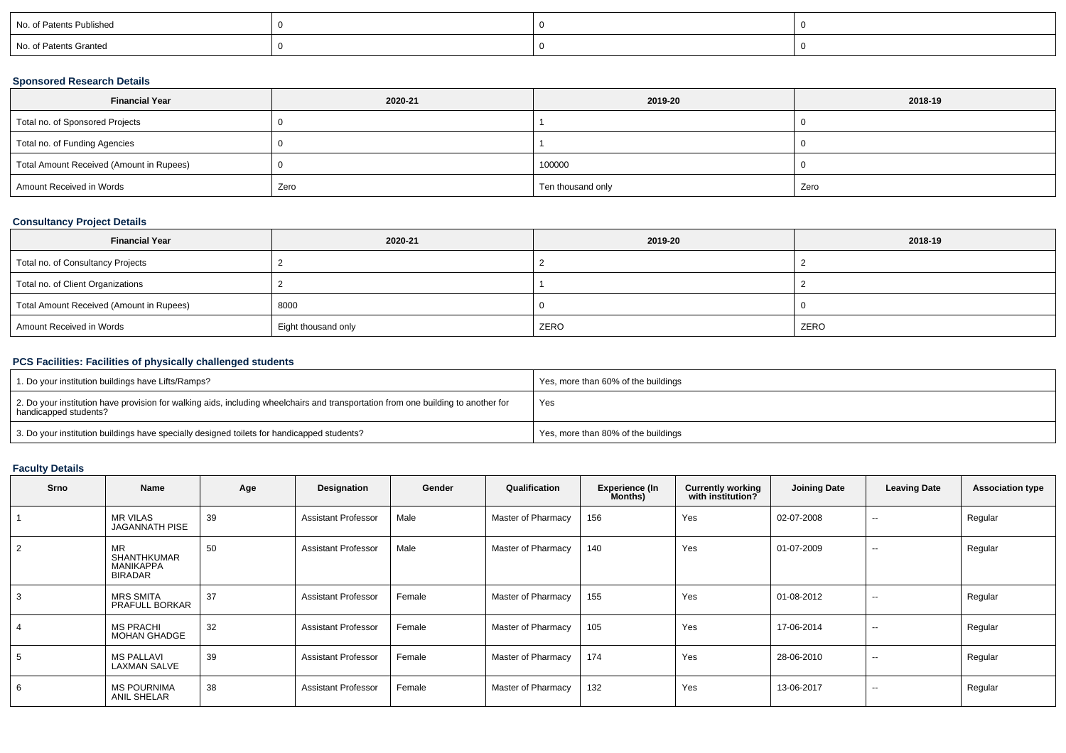| No. of Patents Published | 0 | 0 | 0 |
|---|---|---|---|
| No. of Patents Granted | 0 | 0 | 0 |

### Sponsored Research Details

| Financial Year | 2020-21 | 2019-20 | 2018-19 |
|---|---|---|---|
| Total no. of Sponsored Projects | 0 | 1 | 0 |
| Total no. of Funding Agencies | 0 | 1 | 0 |
| Total Amount Received (Amount in Rupees) | 0 | 100000 | 0 |
| Amount Received in Words | Zero | Ten thousand only | Zero |

### Consultancy Project Details

| Financial Year | 2020-21 | 2019-20 | 2018-19 |
|---|---|---|---|
| Total no. of Consultancy Projects | 2 | 2 | 2 |
| Total no. of Client Organizations | 2 | 1 | 2 |
| Total Amount Received (Amount in Rupees) | 8000 | 0 | 0 |
| Amount Received in Words | Eight thousand only | ZERO | ZERO |

### PCS Facilities: Facilities of physically challenged students

| | |
|---|---|
| 1. Do your institution buildings have Lifts/Ramps? | Yes, more than 60% of the buildings |
| 2. Do your institution have provision for walking aids, including wheelchairs and transportation from one building to another for handicapped students? | Yes |
| 3. Do your institution buildings have specially designed toilets for handicapped students? | Yes, more than 80% of the buildings |

### Faculty Details

| Srno | Name | Age | Designation | Gender | Qualification | Experience (In Months) | Currently working with institution? | Joining Date | Leaving Date | Association type |
|---|---|---|---|---|---|---|---|---|---|---|
| 1 | MR VILAS JAGANNATH PISE | 39 | Assistant Professor | Male | Master of Pharmacy | 156 | Yes | 02-07-2008 | -- | Regular |
| 2 | MR SHANTHKUMAR MANIKAPPA BIRADAR | 50 | Assistant Professor | Male | Master of Pharmacy | 140 | Yes | 01-07-2009 | -- | Regular |
| 3 | MRS SMITA PRAFULL BORKAR | 37 | Assistant Professor | Female | Master of Pharmacy | 155 | Yes | 01-08-2012 | -- | Regular |
| 4 | MS PRACHI MOHAN GHADGE | 32 | Assistant Professor | Female | Master of Pharmacy | 105 | Yes | 17-06-2014 | -- | Regular |
| 5 | MS PALLAVI LAXMAN SALVE | 39 | Assistant Professor | Female | Master of Pharmacy | 174 | Yes | 28-06-2010 | -- | Regular |
| 6 | MS POURNIMA ANIL SHELAR | 38 | Assistant Professor | Female | Master of Pharmacy | 132 | Yes | 13-06-2017 | -- | Regular |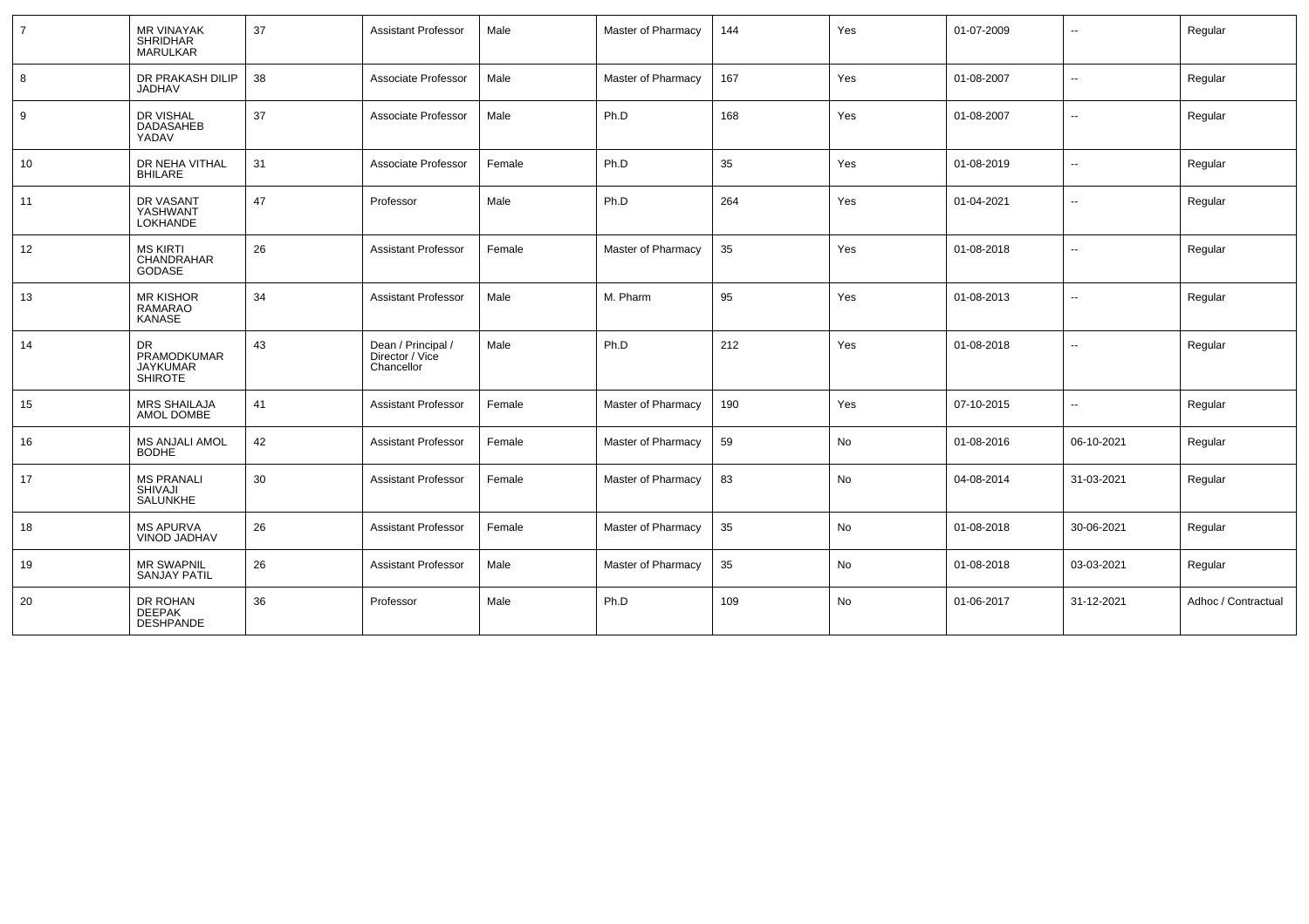| | | | | | | | | | | |
|---|---|---|---|---|---|---|---|---|---|---|
| 7 | MR VINAYAK SHRIDHAR MARULKAR | 37 | Assistant Professor | Male | Master of Pharmacy | 144 | Yes | 01-07-2009 | -- | Regular |
| 8 | DR PRAKASH DILIP JADHAV | 38 | Associate Professor | Male | Master of Pharmacy | 167 | Yes | 01-08-2007 | -- | Regular |
| 9 | DR VISHAL DADASAHEB YADAV | 37 | Associate Professor | Male | Ph.D | 168 | Yes | 01-08-2007 | -- | Regular |
| 10 | DR NEHA VITHAL BHILARE | 31 | Associate Professor | Female | Ph.D | 35 | Yes | 01-08-2019 | -- | Regular |
| 11 | DR VASANT YASHWANT LOKHANDE | 47 | Professor | Male | Ph.D | 264 | Yes | 01-04-2021 | -- | Regular |
| 12 | MS KIRTI CHANDRAHAR GODASE | 26 | Assistant Professor | Female | Master of Pharmacy | 35 | Yes | 01-08-2018 | -- | Regular |
| 13 | MR KISHOR RAMARAO KANASE | 34 | Assistant Professor | Male | M. Pharm | 95 | Yes | 01-08-2013 | -- | Regular |
| 14 | DR PRAMODKUMAR JAYKUMAR SHIROTE | 43 | Dean / Principal / Director / Vice Chancellor | Male | Ph.D | 212 | Yes | 01-08-2018 | -- | Regular |
| 15 | MRS SHAILAJA AMOL DOMBE | 41 | Assistant Professor | Female | Master of Pharmacy | 190 | Yes | 07-10-2015 | -- | Regular |
| 16 | MS ANJALI AMOL BODHE | 42 | Assistant Professor | Female | Master of Pharmacy | 59 | No | 01-08-2016 | 06-10-2021 | Regular |
| 17 | MS PRANALI SHIVAJI SALUNKHE | 30 | Assistant Professor | Female | Master of Pharmacy | 83 | No | 04-08-2014 | 31-03-2021 | Regular |
| 18 | MS APURVA VINOD JADHAV | 26 | Assistant Professor | Female | Master of Pharmacy | 35 | No | 01-08-2018 | 30-06-2021 | Regular |
| 19 | MR SWAPNIL SANJAY PATIL | 26 | Assistant Professor | Male | Master of Pharmacy | 35 | No | 01-08-2018 | 03-03-2021 | Regular |
| 20 | DR ROHAN DEEPAK DESHPANDE | 36 | Professor | Male | Ph.D | 109 | No | 01-06-2017 | 31-12-2021 | Adhoc / Contractual |